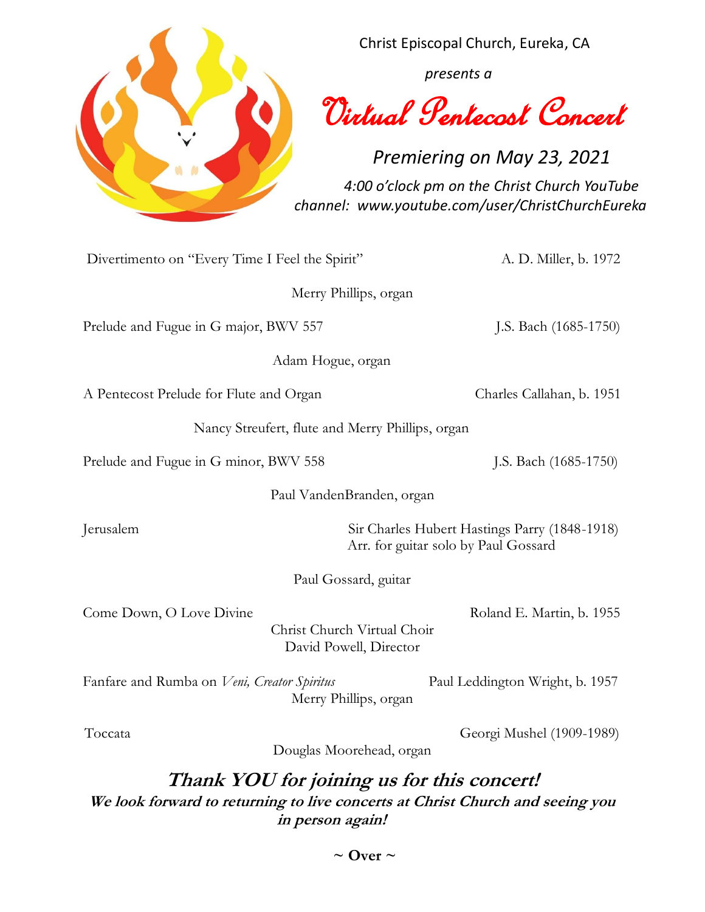Christ Episcopal Church, Eureka, CA

*presents a*

# Virtual Pentecost Concert

*Premiering on May 23, 2021*

*4:00 o'clock pm on the Christ Church YouTube channel: www.youtube.com/user/ChristChurchEureka*

Divertimento on "Every Time I Feel the Spirit" — A. D. Miller, b. 1972

Merry Phillips, organ

Prelude and Fugue in G major, BWV 557 — J.S. Bach (1685-1750)

Adam Hogue, organ

A Pentecost Prelude for Flute and Organ — Charles Callahan, b. 1951

Nancy Streufert, flute and Merry Phillips, organ

Prelude and Fugue in G minor, BWV 558 — J.S. Bach (1685-1750)

Paul VandenBranden, organ

Jerusalem — Sir Charles Hubert Hastings Parry (1848-1918)
Arr. for guitar solo by Paul Gossard

Paul Gossard, guitar

Come Down, O Love Divine — Roland E. Martin, b. 1955

Christ Church Virtual Choir
David Powell, Director

Fanfare and Rumba on *Veni, Creator Spiritus* — Paul Leddington Wright, b. 1957

Merry Phillips, organ

Toccata — Georgi Mushel (1909-1989)

Douglas Moorehead, organ

***Thank YOU for joining us for this concert!***

***We look forward to returning to live concerts at Christ Church and seeing you in person again!***

**~ Over ~**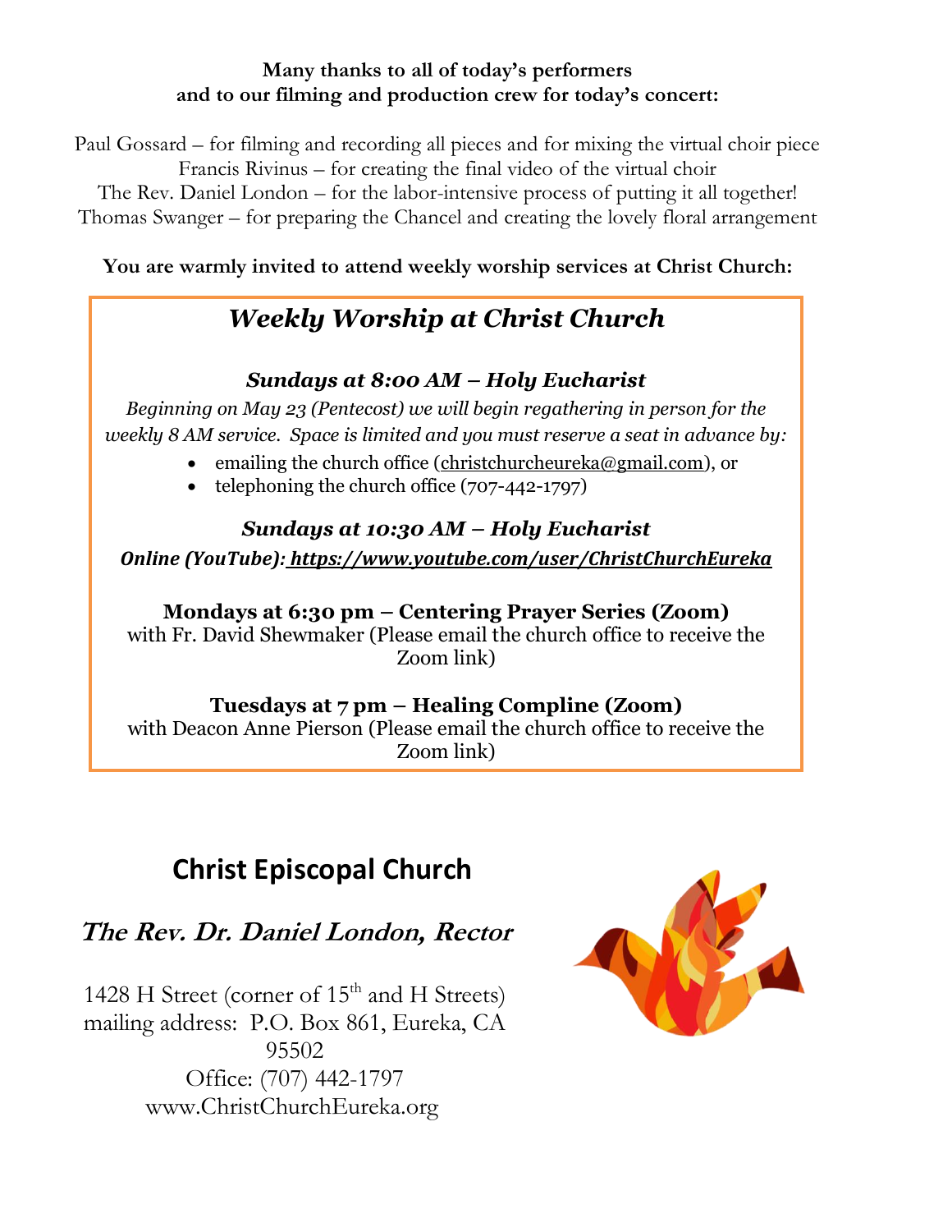**Many thanks to all of today's performers and to our filming and production crew for today's concert:**

Paul Gossard – for filming and recording all pieces and for mixing the virtual choir piece
Francis Rivinus – for creating the final video of the virtual choir
The Rev. Daniel London – for the labor-intensive process of putting it all together!
Thomas Swanger – for preparing the Chancel and creating the lovely floral arrangement

**You are warmly invited to attend weekly worship services at Christ Church:**

## *Weekly Worship at Christ Church*

***Sundays at 8:00 AM – Holy Eucharist***

*Beginning on May 23 (Pentecost) we will begin regathering in person for the weekly 8 AM service. Space is limited and you must reserve a seat in advance by:*

- emailing the church office (christchurcheureka@gmail.com), or
- telephoning the church office (707-442-1797)

***Sundays at 10:30 AM – Holy Eucharist***

***Online (YouTube): https://www.youtube.com/user/ChristChurchEureka***

**Mondays at 6:30 pm – Centering Prayer Series (Zoom)**
with Fr. David Shewmaker (Please email the church office to receive the Zoom link)

**Tuesdays at 7 pm – Healing Compline (Zoom)**
with Deacon Anne Pierson (Please email the church office to receive the Zoom link)

# Christ Episcopal Church

## *The Rev. Dr. Daniel London, Rector*

1428 H Street (corner of 15th and H Streets)
mailing address: P.O. Box 861, Eureka, CA 95502
Office: (707) 442-1797
www.ChristChurchEureka.org